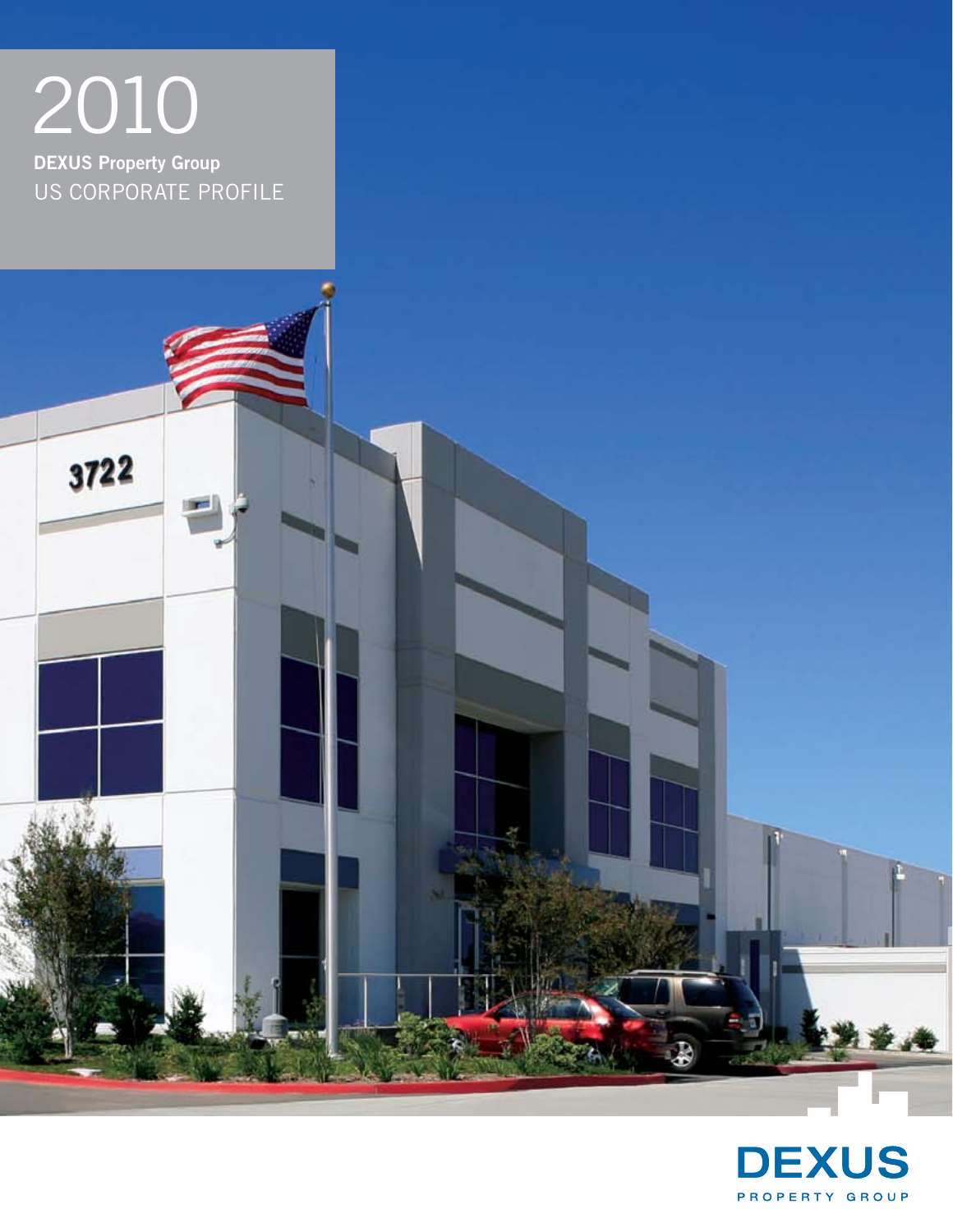# 2010

**DEXUS Property Group**

US CORPORATE PROFILE

DEXUS

PROPERTY GROUP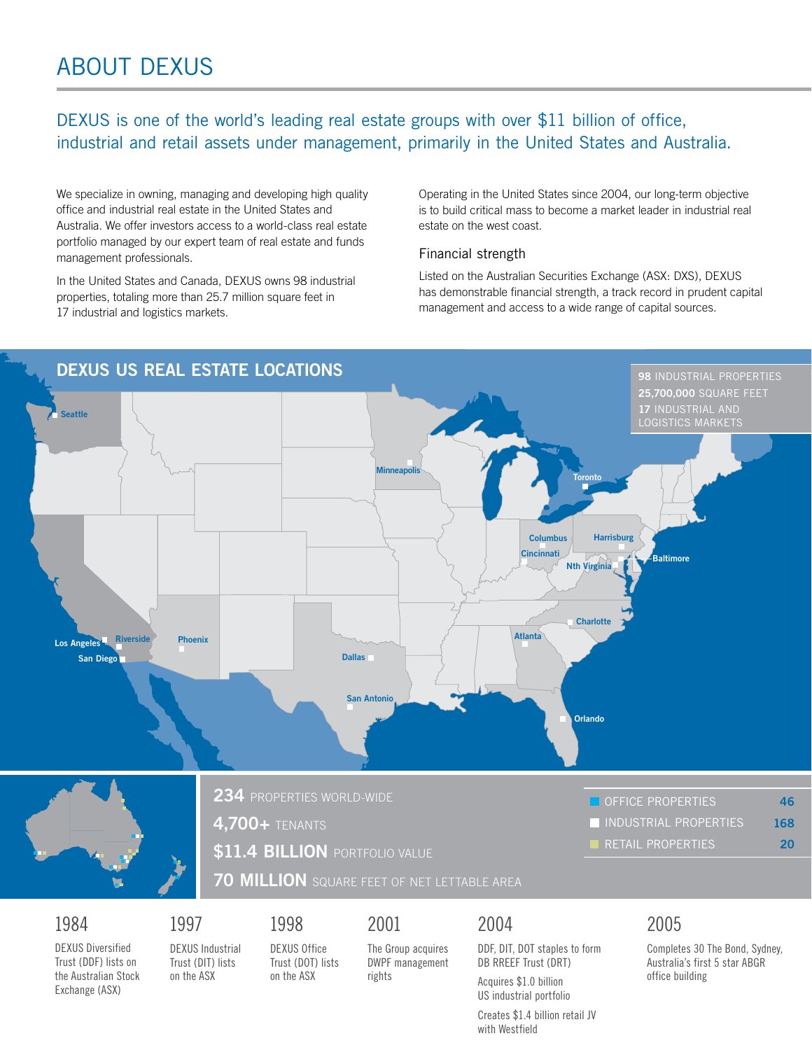# ABOUT DEXUS

## DEXUS is one of the world's leading real estate groups with over $11 billion of office, industrial and retail assets under management, primarily in the United States and Australia.

We specialize in owning, managing and developing high quality office and industrial real estate in the United States and Australia. We offer investors access to a world-class real estate portfolio managed by our expert team of real estate and funds management professionals.

In the United States and Canada, DEXUS owns 98 industrial properties, totaling more than 25.7 million square feet in 17 industrial and logistics markets.

Operating in the United States since 2004, our long-term objective is to build critical mass to become a market leader in industrial real estate on the west coast.

### Financial strength

Listed on the Australian Securities Exchange (ASX: DXS), DEXUS has demonstrable financial strength, a track record in prudent capital management and access to a wide range of capital sources.

## DEXUS US REAL ESTATE LOCATIONS

**98** INDUSTRIAL PROPERTIES
**25,700,000** SQUARE FEET
**17** INDUSTRIAL AND LOGISTICS MARKETS

Seattle, Minneapolis, Toronto, Columbus, Cincinnati, Harrisburg, Baltimore, Nth Virginia, Charlotte, Atlanta, Orlando, Los Angeles, Riverside, San Diego, Phoenix, Dallas, San Antonio

**234** PROPERTIES WORLD-WIDE
**4,700+** TENANTS
**$11.4 BILLION** PORTFOLIO VALUE
**70 MILLION** SQUARE FEET OF NET LETTABLE AREA

| | |
|---|---|
| OFFICE PROPERTIES | 46 |
| INDUSTRIAL PROPERTIES | 168 |
| RETAIL PROPERTIES | 20 |

**1984**
DEXUS Diversified Trust (DDF) lists on the Australian Stock Exchange (ASX)

**1997**
DEXUS Industrial Trust (DIT) lists on the ASX

**1998**
DEXUS Office Trust (DOT) lists on the ASX

**2001**
The Group acquires DWPF management rights

**2004**
DDF, DIT, DOT staples to form DB RREEF Trust (DRT)

Acquires $1.0 billion US industrial portfolio

Creates $1.4 billion retail JV with Westfield

**2005**
Completes 30 The Bond, Sydney, Australia's first 5 star ABGR office building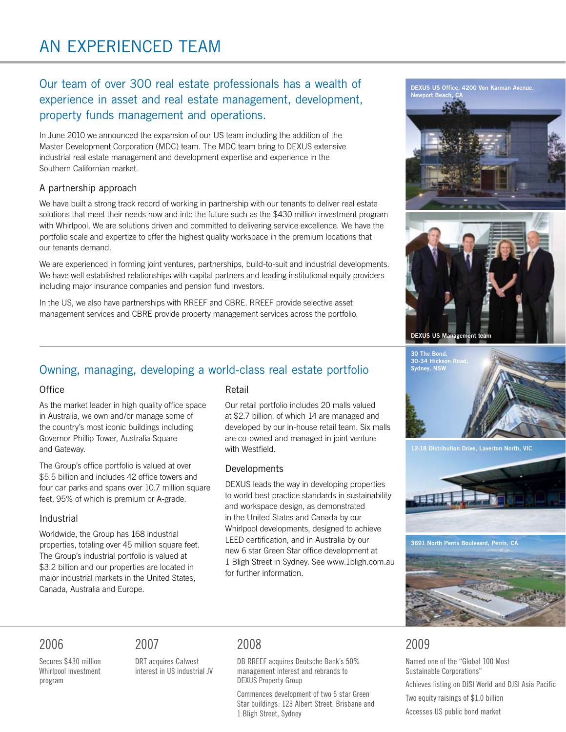# AN EXPERIENCED TEAM

## Our team of over 300 real estate professionals has a wealth of experience in asset and real estate management, development, property funds management and operations.

In June 2010 we announced the expansion of our US team including the addition of the Master Development Corporation (MDC) team. The MDC team bring to DEXUS extensive industrial real estate management and development expertise and experience in the Southern Californian market.

### A partnership approach

We have built a strong track record of working in partnership with our tenants to deliver real estate solutions that meet their needs now and into the future such as the $430 million investment program with Whirlpool. We are solutions driven and committed to delivering service excellence. We have the portfolio scale and expertize to offer the highest quality workspace in the premium locations that our tenants demand.

We are experienced in forming joint ventures, partnerships, build-to-suit and industrial developments. We have well established relationships with capital partners and leading institutional equity providers including major insurance companies and pension fund investors.

In the US, we also have partnerships with RREEF and CBRE. RREEF provide selective asset management services and CBRE provide property management services across the portfolio.

DEXUS US Office, 4200 Von Karman Avenue, Newport Beach, CA

DEXUS US Management team

## Owning, managing, developing a world-class real estate portfolio

### Office

As the market leader in high quality office space in Australia, we own and/or manage some of the country's most iconic buildings including Governor Phillip Tower, Australia Square and Gateway.

The Group's office portfolio is valued at over $5.5 billion and includes 42 office towers and four car parks and spans over 10.7 million square feet, 95% of which is premium or A-grade.

### Industrial

Worldwide, the Group has 168 industrial properties, totaling over 45 million square feet. The Group's industrial portfolio is valued at $3.2 billion and our properties are located in major industrial markets in the United States, Canada, Australia and Europe.

### Retail

Our retail portfolio includes 20 malls valued at $2.7 billion, of which 14 are managed and developed by our in-house retail team. Six malls are co-owned and managed in joint venture with Westfield.

### Developments

DEXUS leads the way in developing properties to world best practice standards in sustainability and workspace design, as demonstrated in the United States and Canada by our Whirlpool developments, designed to achieve LEED certification, and in Australia by our new 6 star Green Star office development at 1 Bligh Street in Sydney. See www.1bligh.com.au for further information.

30 The Bond, 30-34 Hickson Road, Sydney, NSW

12-18 Distribution Drive, Laverton North, VIC

3691 North Perris Boulevard, Perris, CA

### 2006

Secures $430 million Whirlpool investment program

### 2007

DRT acquires Calwest interest in US industrial JV

### 2008

DB RREEF acquires Deutsche Bank's 50% management interest and rebrands to DEXUS Property Group

Commences development of two 6 star Green Star buildings: 123 Albert Street, Brisbane and 1 Bligh Street, Sydney

### 2009

Named one of the "Global 100 Most Sustainable Corporations"

Achieves listing on DJSI World and DJSI Asia Pacific

Two equity raisings of $1.0 billion

Accesses US public bond market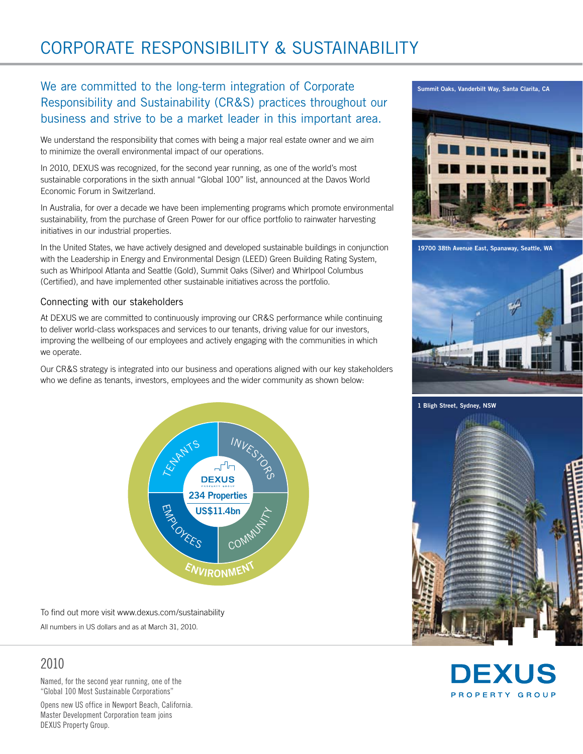# CORPORATE RESPONSIBILITY & SUSTAINABILITY

## We are committed to the long-term integration of Corporate Responsibility and Sustainability (CR&S) practices throughout our business and strive to be a market leader in this important area.

We understand the responsibility that comes with being a major real estate owner and we aim to minimize the overall environmental impact of our operations.

In 2010, DEXUS was recognized, for the second year running, as one of the world's most sustainable corporations in the sixth annual "Global 100" list, announced at the Davos World Economic Forum in Switzerland.

In Australia, for over a decade we have been implementing programs which promote environmental sustainability, from the purchase of Green Power for our office portfolio to rainwater harvesting initiatives in our industrial properties.

In the United States, we have actively designed and developed sustainable buildings in conjunction with the Leadership in Energy and Environmental Design (LEED) Green Building Rating System, such as Whirlpool Atlanta and Seattle (Gold), Summit Oaks (Silver) and Whirlpool Columbus (Certified), and have implemented other sustainable initiatives across the portfolio.

### Connecting with our stakeholders

At DEXUS we are committed to continuously improving our CR&S performance while continuing to deliver world-class workspaces and services to our tenants, driving value for our investors, improving the wellbeing of our employees and actively engaging with the communities in which we operate.

Our CR&S strategy is integrated into our business and operations aligned with our key stakeholders who we define as tenants, investors, employees and the wider community as shown below:

TENANTS | INVESTORS | EMPLOYEES | COMMUNITY | ENVIRONMENT

DEXUS PROPERTY GROUP
234 Properties
US$11.4bn

To find out more visit www.dexus.com/sustainability

All numbers in US dollars and as at March 31, 2010.

Summit Oaks, Vanderbilt Way, Santa Clarita, CA

19700 38th Avenue East, Spanaway, Seattle, WA

1 Bligh Street, Sydney, NSW

## 2010

Named, for the second year running, one of the "Global 100 Most Sustainable Corporations"

Opens new US office in Newport Beach, California. Master Development Corporation team joins DEXUS Property Group.

DEXUS PROPERTY GROUP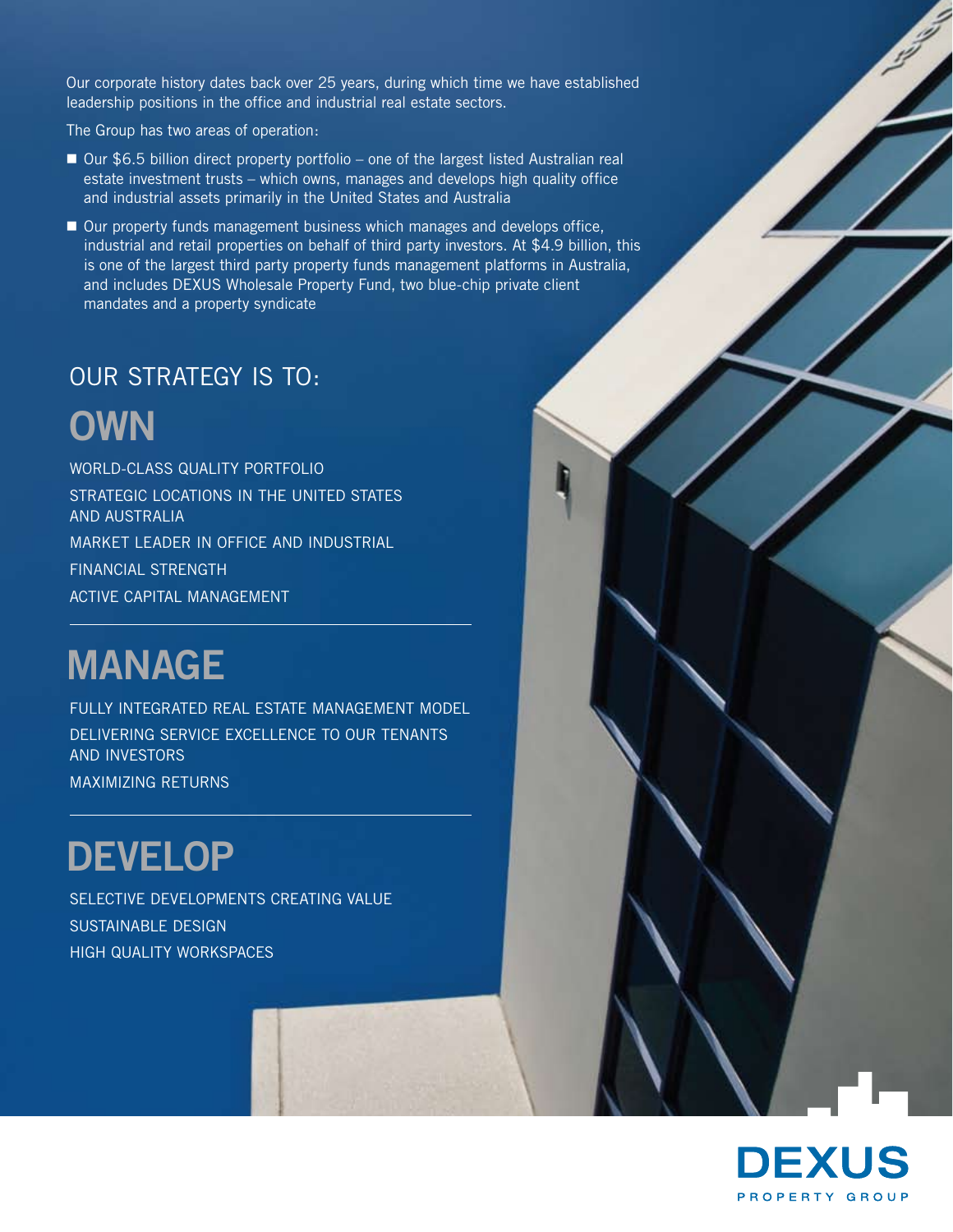Our corporate history dates back over 25 years, during which time we have established leadership positions in the office and industrial real estate sectors.

The Group has two areas of operation:

- Our $6.5 billion direct property portfolio – one of the largest listed Australian real estate investment trusts – which owns, manages and develops high quality office and industrial assets primarily in the United States and Australia
- Our property funds management business which manages and develops office, industrial and retail properties on behalf of third party investors. At $4.9 billion, this is one of the largest third party property funds management platforms in Australia, and includes DEXUS Wholesale Property Fund, two blue-chip private client mandates and a property syndicate

## OUR STRATEGY IS TO:

# OWN

WORLD-CLASS QUALITY PORTFOLIO

STRATEGIC LOCATIONS IN THE UNITED STATES AND AUSTRALIA

MARKET LEADER IN OFFICE AND INDUSTRIAL

FINANCIAL STRENGTH

ACTIVE CAPITAL MANAGEMENT

# MANAGE

FULLY INTEGRATED REAL ESTATE MANAGEMENT MODEL

DELIVERING SERVICE EXCELLENCE TO OUR TENANTS AND INVESTORS

MAXIMIZING RETURNS

# DEVELOP

SELECTIVE DEVELOPMENTS CREATING VALUE

SUSTAINABLE DESIGN

HIGH QUALITY WORKSPACES

DEXUS PROPERTY GROUP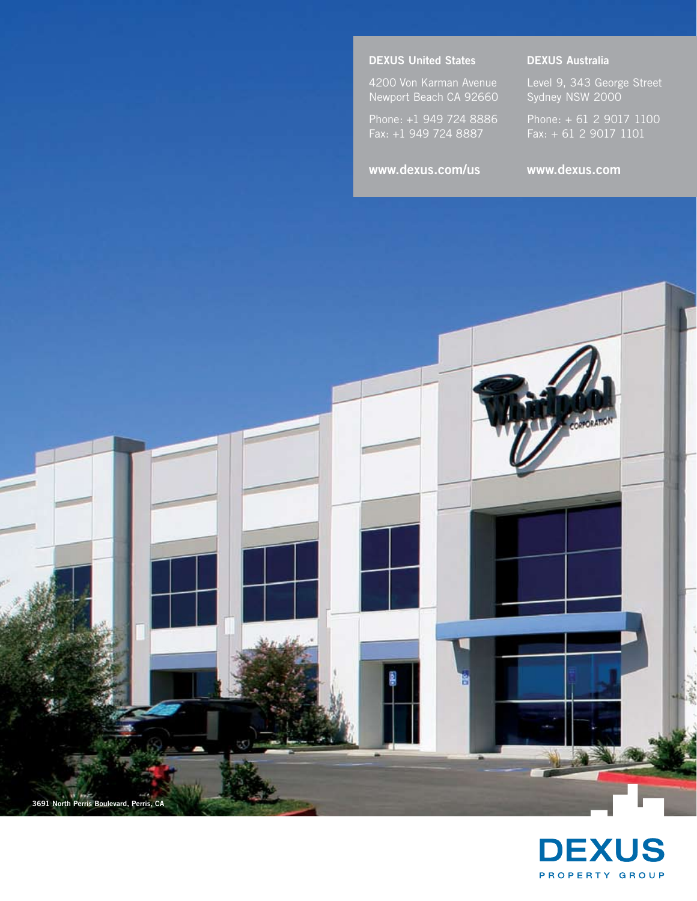**DEXUS United States**

4200 Von Karman Avenue
Newport Beach CA 92660

Phone: +1 949 724 8886
Fax: +1 949 724 8887

**www.dexus.com/us**

**DEXUS Australia**

Level 9, 343 George Street
Sydney NSW 2000

Phone: + 61 2 9017 1100
Fax: + 61 2 9017 1101

**www.dexus.com**

3691 North Perris Boulevard, Perris, CA

DEXUS PROPERTY GROUP